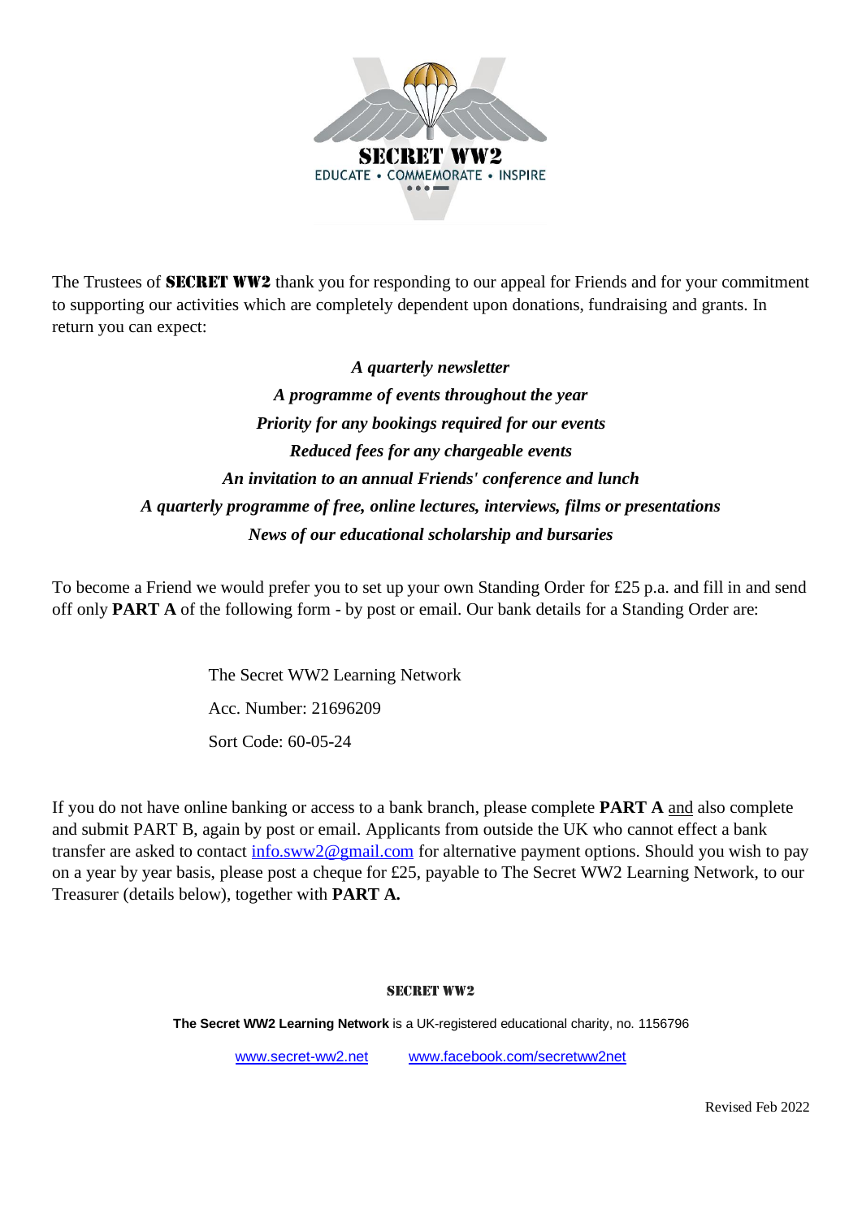SECRET WW2

EDUCATE • COMMEMORATE • INSPIRE

The Trustees of **SECRET WW2** thank you for responding to our appeal for Friends and for your commitment to supporting our activities which are completely dependent upon donations, fundraising and grants. In return you can expect:

***A quarterly newsletter***
***A programme of events throughout the year***
***Priority for any bookings required for our events***
***Reduced fees for any chargeable events***
***An invitation to an annual Friends' conference and lunch***
***A quarterly programme of free, online lectures, interviews, films or presentations***
***News of our educational scholarship and bursaries***

To become a Friend we would prefer you to set up your own Standing Order for £25 p.a. and fill in and send off only **PART A** of the following form - by post or email. Our bank details for a Standing Order are:

The Secret WW2 Learning Network

Acc. Number: 21696209

Sort Code: 60-05-24

If you do not have online banking or access to a bank branch, please complete **PART A** and also complete and submit PART B, again by post or email. Applicants from outside the UK who cannot effect a bank transfer are asked to contact info.sww2@gmail.com for alternative payment options. Should you wish to pay on a year by year basis, please post a cheque for £25, payable to The Secret WW2 Learning Network, to our Treasurer (details below), together with **PART A.**

**SECRET WW2**

**The Secret WW2 Learning Network** is a UK-registered educational charity, no. 1156796

www.secret-ww2.net www.facebook.com/secretww2net

Revised Feb 2022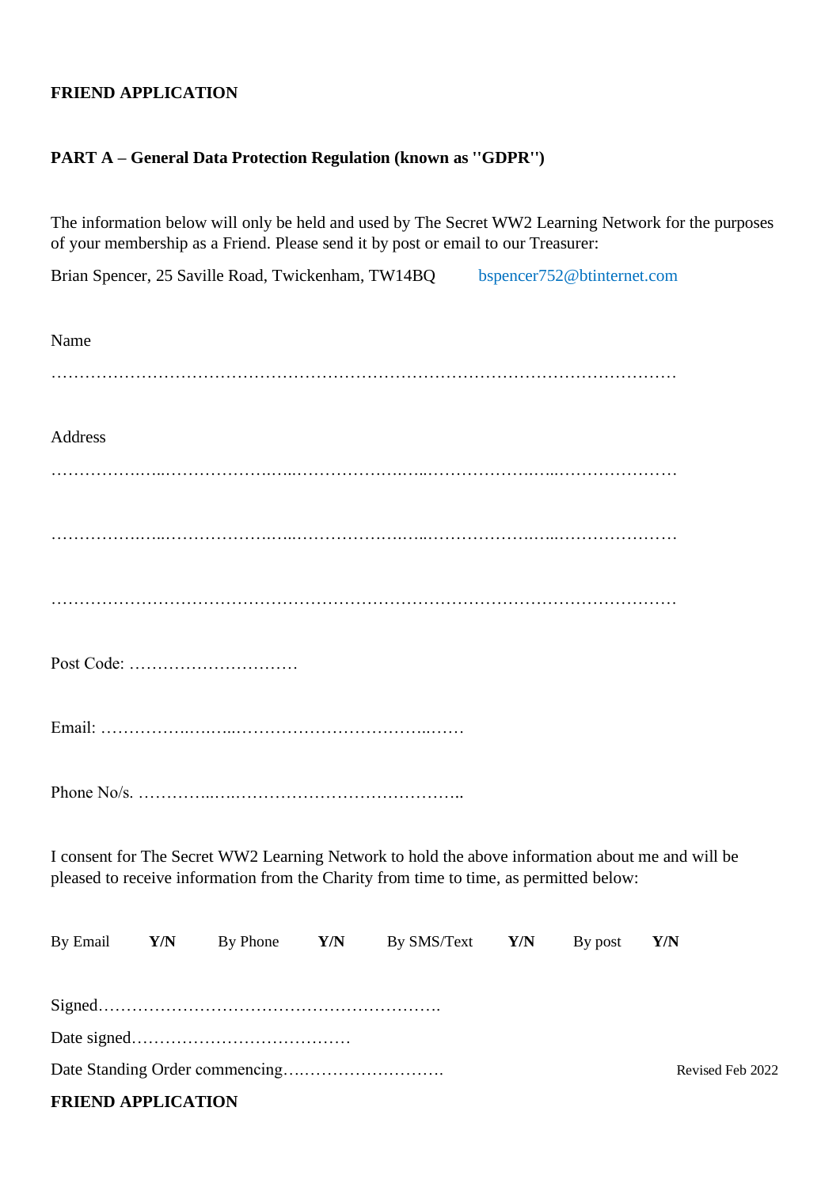**FRIEND APPLICATION**

**PART A – General Data Protection Regulation (known as ''GDPR'')**

The information below will only be held and used by The Secret WW2 Learning Network for the purposes of your membership as a Friend. Please send it by post or email to our Treasurer:

Brian Spencer, 25 Saville Road, Twickenham, TW14BQ bspencer752@btinternet.com

Name

…………………………………………………………………………………………………

Address

…………………………………………………………………………………………………

…………………………………………………………………………………………………

…………………………………………………………………………………………………

Post Code: …………………………

Email: …………………………………………………………

Phone No/s. …………………………………………………..

I consent for The Secret WW2 Learning Network to hold the above information about me and will be pleased to receive information from the Charity from time to time, as permitted below:

By Email **Y/N** By Phone **Y/N** By SMS/Text **Y/N** By post **Y/N**

Signed…………………………………………………….

Date signed…………………………………

Date Standing Order commencing……………………….

Revised Feb 2022

**FRIEND APPLICATION**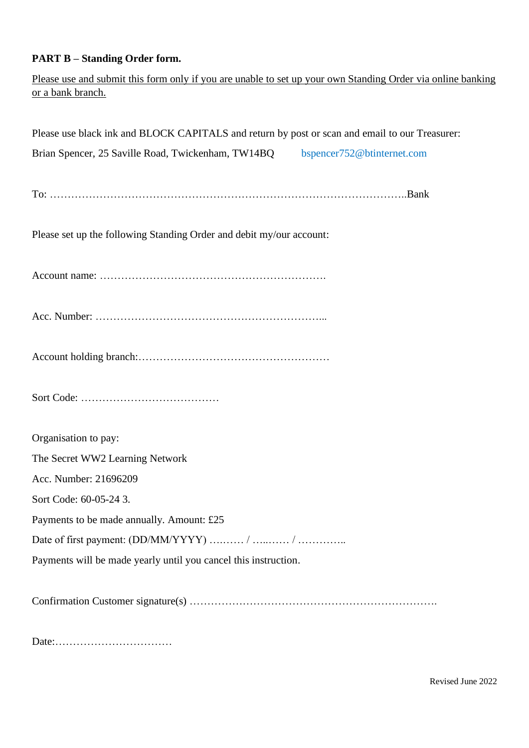**PART B – Standing Order form.**

Please use and submit this form only if you are unable to set up your own Standing Order via online banking or a bank branch.

Please use black ink and BLOCK CAPITALS and return by post or scan and email to our Treasurer:

Brian Spencer, 25 Saville Road, Twickenham, TW14BQ bspencer752@btinternet.com

To: ……………………………………………………………………………………….Bank

Please set up the following Standing Order and debit my/our account:

Account name: ……………………………………………………….

Acc. Number: ………………………………………………………...

Account holding branch:………………………………………………

Sort Code: …………………………………

Organisation to pay:

The Secret WW2 Learning Network

Acc. Number: 21696209

Sort Code: 60-05-24 3.

Payments to be made annually. Amount: £25

Date of first payment: (DD/MM/YYYY) ….…… / …..…… / …………..

Payments will be made yearly until you cancel this instruction.

Confirmation Customer signature(s) …………………………………………………………….

Date:……………………………

Revised June 2022